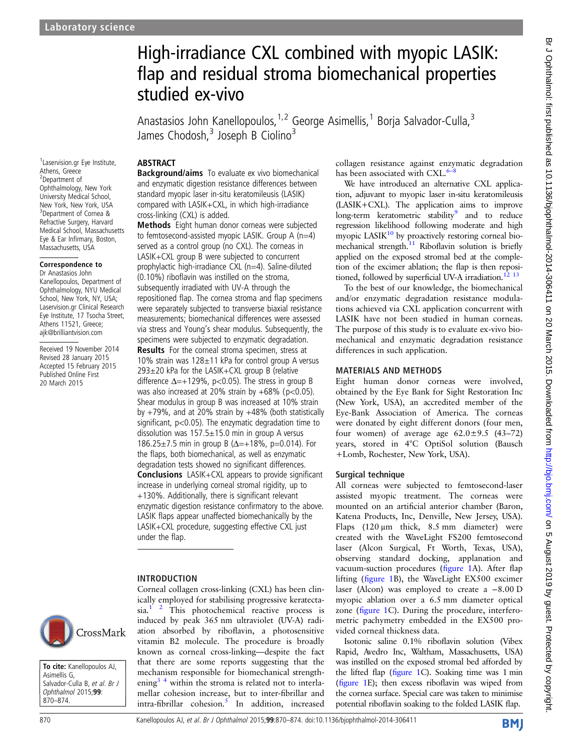Laboratory science

# High-irradiance CXL combined with myopic LASIK: flap and residual stroma biomechanical properties studied ex-vivo

Anastasios John Kanellopoulos,[1,2] George Asimellis,[1] Borja Salvador-Culla,[3] James Chodosh,[3] Joseph B Ciolino[3]

[1]Laservision.gr Eye Institute, Athens, Greece
[2]Department of Ophthalmology, New York University Medical School, New York, New York, USA
[3]Department of Cornea & Refractive Surgery, Harvard Medical School, Massachusetts Eye & Ear Infirmary, Boston, Massachusetts, USA

**Correspondence to**
Dr Anastasios John Kanellopoulos, Department of Ophthalmology, NYU Medical School, New York, NY, USA; Laservision.gr Clinical Research Eye Institute, 17 Tsocha Street, Athens 11521, Greece; ajk@brilliantvision.com

Received 19 November 2014
Revised 28 January 2015
Accepted 15 February 2015
Published Online First 20 March 2015

**To cite:** Kanellopoulos AJ, Asimellis G, Salvador-Culla B, *et al*. *Br J Ophthalmol* 2015;**99**: 870–874.

## ABSTRACT

**Background/aims** To evaluate ex vivo biomechanical and enzymatic digestion resistance differences between standard myopic laser in-situ keratomileusis (LASIK) compared with LASIK+CXL, in which high-irradiance cross-linking (CXL) is added.

**Methods** Eight human donor corneas were subjected to femtosecond-assisted myopic LASIK. Group A (n=4) served as a control group (no CXL). The corneas in LASIK+CXL group B were subjected to concurrent prophylactic high-irradiance CXL (n=4). Saline-diluted (0.10%) riboflavin was instilled on the stroma, subsequently irradiated with UV-A through the repositioned flap. The cornea stroma and flap specimens were separately subjected to transverse biaxial resistance measurements; biomechanical differences were assessed via stress and Young's shear modulus. Subsequently, the specimens were subjected to enzymatic degradation.

**Results** For the corneal stroma specimen, stress at 10% strain was 128±11 kPa for control group A versus 293±20 kPa for the LASIK+CXL group B (relative difference Δ=+129%, p<0.05). The stress in group B was also increased at 20% strain by +68% (p<0.05). Shear modulus in group B was increased at 10% strain by +79%, and at 20% strain by +48% (both statistically significant, p<0.05). The enzymatic degradation time to dissolution was 157.5±15.0 min in group A versus 186.25±7.5 min in group B (Δ=+18%, p=0.014). For the flaps, both biomechanical, as well as enzymatic degradation tests showed no significant differences.

**Conclusions** LASIK+CXL appears to provide significant increase in underlying corneal stromal rigidity, up to +130%. Additionally, there is significant relevant enzymatic digestion resistance confirmatory to the above. LASIK flaps appear unaffected biomechanically by the LASIK+CXL procedure, suggesting effective CXL just under the flap.

## INTRODUCTION

Corneal collagen cross-linking (CXL) has been clinically employed for stabilising progressive keratectasia.[1 2] This photochemical reactive process is induced by peak 365 nm ultraviolet (UV-A) radiation absorbed by riboflavin, a photosensitive vitamin B2 molecule. The procedure is broadly known as corneal cross-linking—despite the fact that there are some reports suggesting that the mechanism responsible for biomechanical strengthening[3 4] within the stroma is related not to interlamellar cohesion increase, but to inter-fibrillar and intra-fibrillar cohesion.[5] In addition, increased collagen resistance against enzymatic degradation has been associated with CXL.[6–8]

We have introduced an alternative CXL application, adjuvant to myopic laser in-situ keratomileusis (LASIK+CXL). The application aims to improve long-term keratometric stability[9] and to reduce regression likelihood following moderate and high myopic LASIK[10] by proactively restoring corneal biomechanical strength.[11] Riboflavin solution is briefly applied on the exposed stromal bed at the completion of the excimer ablation; the flap is then repositioned, followed by superficial UV-A irradiation.[12 13]

To the best of our knowledge, the biomechanical and/or enzymatic degradation resistance modulations achieved via CXL application concurrent with LASIK have not been studied in human corneas. The purpose of this study is to evaluate ex-vivo biomechanical and enzymatic degradation resistance differences in such application.

## MATERIALS AND METHODS

Eight human donor corneas were involved, obtained by the Eye Bank for Sight Restoration Inc (New York, USA), an accredited member of the Eye-Bank Association of America. The corneas were donated by eight different donors (four men, four women) of average age 62.0±9.5 (43–72) years, stored in 4°C OptiSol solution (Bausch +Lomb, Rochester, New York, USA).

### Surgical technique

All corneas were subjected to femtosecond-laser assisted myopic treatment. The corneas were mounted on an artificial anterior chamber (Baron, Katena Products, Inc, Denville, New Jersey, USA). Flaps (120 µm thick, 8.5 mm diameter) were created with the WaveLight FS200 femtosecond laser (Alcon Surgical, Ft Worth, Texas, USA), observing standard docking, applanation and vacuum-suction procedures (figure 1A). After flap lifting (figure 1B), the WaveLight EX500 excimer laser (Alcon) was employed to create a −8.00 D myopic ablation over a 6.5 mm diameter optical zone (figure 1C). During the procedure, interferometric pachymetry embedded in the EX500 provided corneal thickness data.

Isotonic saline 0.1% riboflavin solution (Vibex Rapid, Avedro Inc, Waltham, Massachusetts, USA) was instilled on the exposed stromal bed afforded by the lifted flap (figure 1C). Soaking time was 1 min (figure 1E); then excess riboflavin was wiped from the cornea surface. Special care was taken to minimise potential riboflavin soaking to the folded LASIK flap.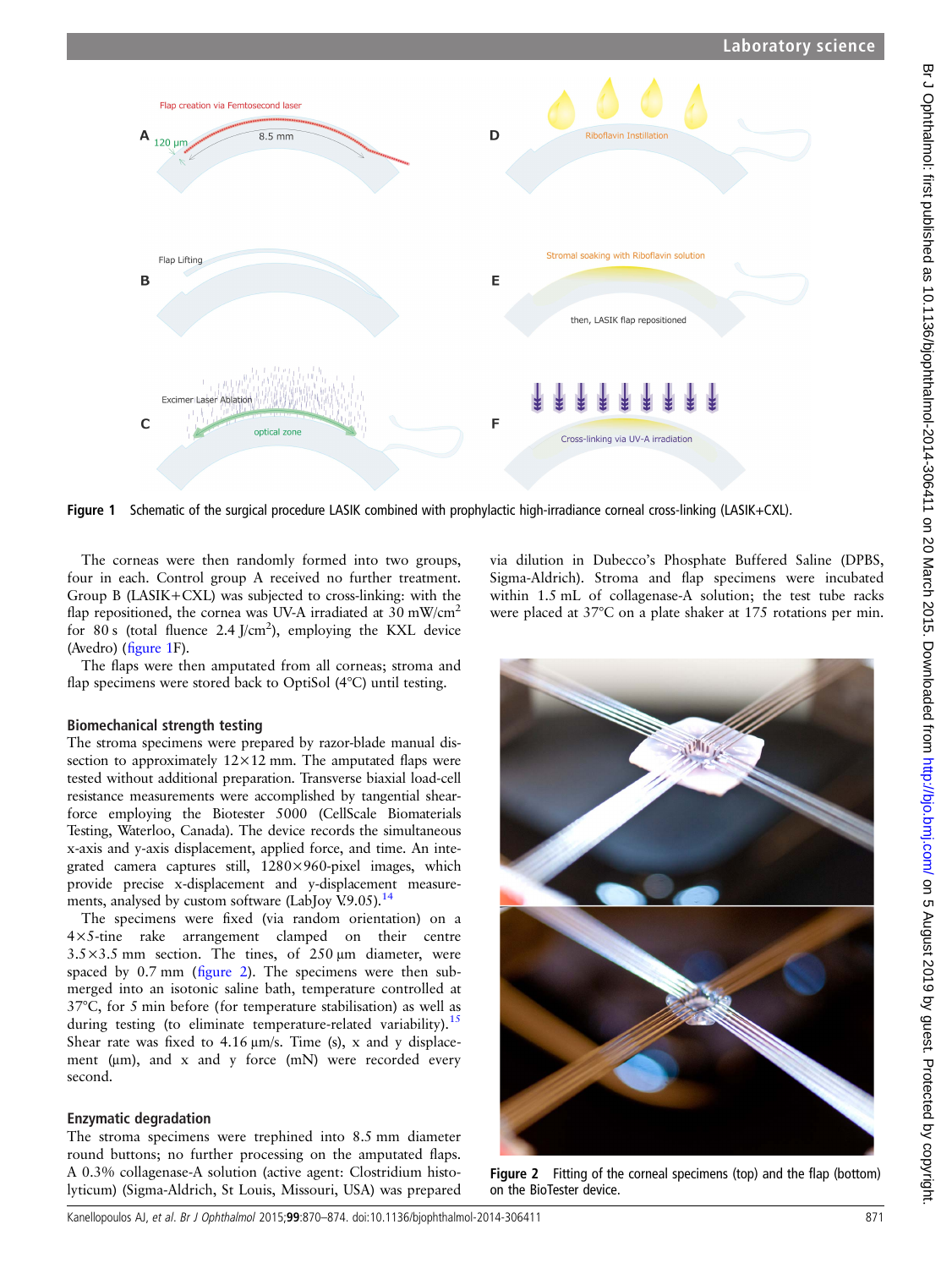Figure 1 Schematic of the surgical procedure LASIK combined with prophylactic high-irradiance corneal cross-linking (LASIK+CXL).

The corneas were then randomly formed into two groups, four in each. Control group A received no further treatment. Group B (LASIK+CXL) was subjected to cross-linking: with the flap repositioned, the cornea was UV-A irradiated at 30 mW/cm$^2$ for 80 s (total fluence 2.4 J/cm$^2$), employing the KXL device (Avedro) (figure 1F).

The flaps were then amputated from all corneas; stroma and flap specimens were stored back to OptiSol (4°C) until testing.

## Biomechanical strength testing

The stroma specimens were prepared by razor-blade manual dissection to approximately 12×12 mm. The amputated flaps were tested without additional preparation. Transverse biaxial load-cell resistance measurements were accomplished by tangential shear-force employing the Biotester 5000 (CellScale Biomaterials Testing, Waterloo, Canada). The device records the simultaneous x-axis and y-axis displacement, applied force, and time. An integrated camera captures still, 1280×960-pixel images, which provide precise x-displacement and y-displacement measurements, analysed by custom software (LabJoy V.9.05).[14]

The specimens were fixed (via random orientation) on a 4×5-tine rake arrangement clamped on their centre 3.5×3.5 mm section. The tines, of 250 µm diameter, were spaced by 0.7 mm (figure 2). The specimens were then submerged into an isotonic saline bath, temperature controlled at 37°C, for 5 min before (for temperature stabilisation) as well as during testing (to eliminate temperature-related variability).[15] Shear rate was fixed to 4.16 µm/s. Time (s), x and y displacement (µm), and x and y force (mN) were recorded every second.

## Enzymatic degradation

The stroma specimens were trephined into 8.5 mm diameter round buttons; no further processing on the amputated flaps. A 0.3% collagenase-A solution (active agent: Clostridium histolyticum) (Sigma-Aldrich, St Louis, Missouri, USA) was prepared via dilution in Dubecco's Phosphate Buffered Saline (DPBS, Sigma-Aldrich). Stroma and flap specimens were incubated within 1.5 mL of collagenase-A solution; the test tube racks were placed at 37°C on a plate shaker at 175 rotations per min.

Figure 2 Fitting of the corneal specimens (top) and the flap (bottom) on the BioTester device.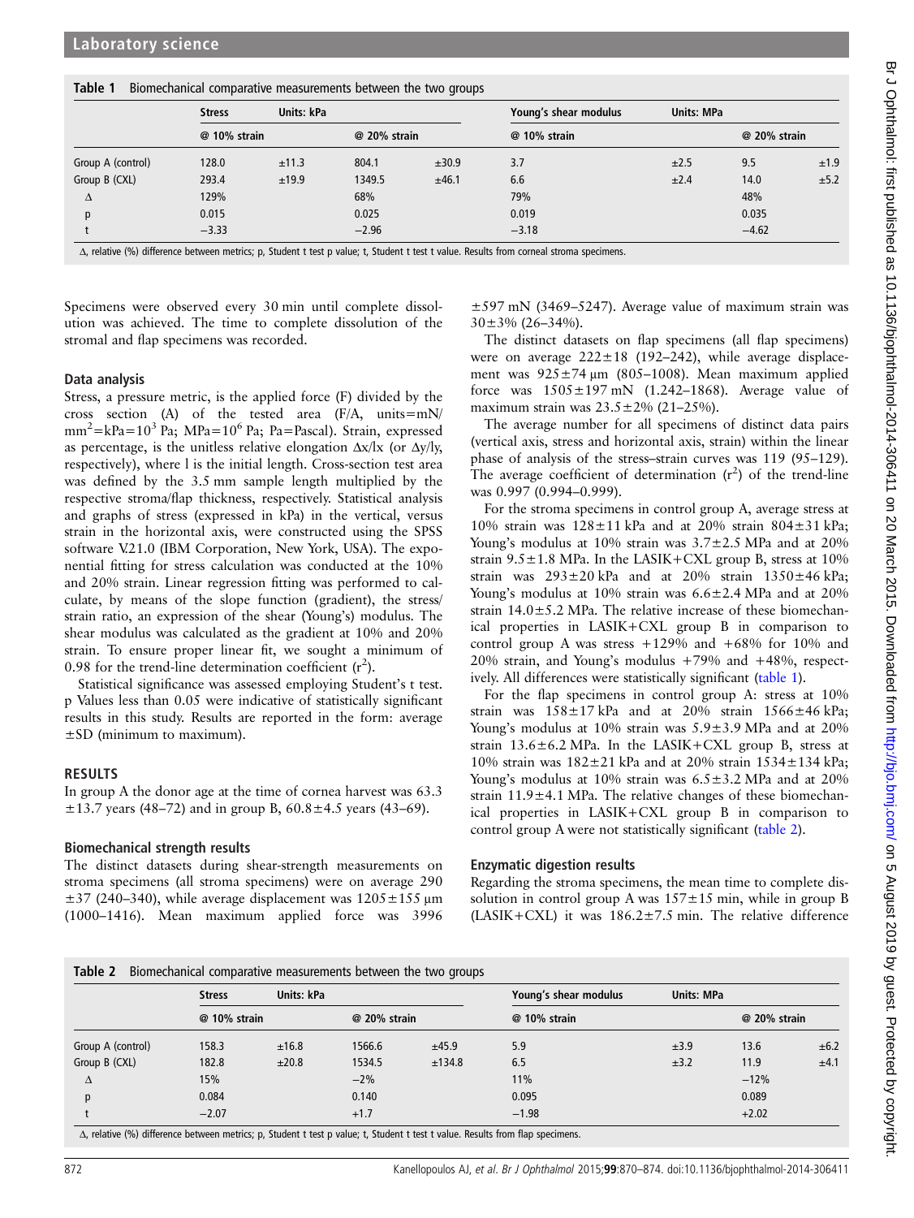**Table 1** Biomechanical comparative measurements between the two groups

| | Stress | Units: kPa | | | Young's shear modulus | Units: MPa | | |
|---|---|---|---|---|---|---|---|---|
| | @ 10% strain | | @ 20% strain | | @ 10% strain | | @ 20% strain | |
| Group A (control) | 128.0 | ±11.3 | 804.1 | ±30.9 | 3.7 | ±2.5 | 9.5 | ±1.9 |
| Group B (CXL) | 293.4 | ±19.9 | 1349.5 | ±46.1 | 6.6 | ±2.4 | 14.0 | ±5.2 |
| Δ | 129% | | 68% | | 79% | | 48% | |
| p | 0.015 | | 0.025 | | 0.019 | | 0.035 | |
| t | −3.33 | | −2.96 | | −3.18 | | −4.62 | |

Δ, relative (%) difference between metrics; p, Student t test p value; t, Student t test t value. Results from corneal stroma specimens.

Specimens were observed every 30 min until complete dissolution was achieved. The time to complete dissolution of the stromal and flap specimens was recorded.

### Data analysis

Stress, a pressure metric, is the applied force (F) divided by the cross section (A) of the tested area (F/A, units=mN/$mm^2$=kPa=$10^3$ Pa; MPa=$10^6$ Pa; Pa=Pascal). Strain, expressed as percentage, is the unitless relative elongation Δx/lx (or Δy/ly, respectively), where l is the initial length. Cross-section test area was defined by the 3.5 mm sample length multiplied by the respective stroma/flap thickness, respectively. Statistical analysis and graphs of stress (expressed in kPa) in the vertical, versus strain in the horizontal axis, were constructed using the SPSS software V.21.0 (IBM Corporation, New York, USA). The exponential fitting for stress calculation was conducted at the 10% and 20% strain. Linear regression fitting was performed to calculate, by means of the slope function (gradient), the stress/strain ratio, an expression of the shear (Young's) modulus. The shear modulus was calculated as the gradient at 10% and 20% strain. To ensure proper linear fit, we sought a minimum of 0.98 for the trend-line determination coefficient ($r^2$).

Statistical significance was assessed employing Student's t test. p Values less than 0.05 were indicative of statistically significant results in this study. Results are reported in the form: average ±SD (minimum to maximum).

## RESULTS

In group A the donor age at the time of cornea harvest was 63.3 ±13.7 years (48–72) and in group B, 60.8±4.5 years (43–69).

### Biomechanical strength results

The distinct datasets during shear-strength measurements on stroma specimens (all stroma specimens) were on average 290 ±37 (240–340), while average displacement was 1205±155 μm (1000–1416). Mean maximum applied force was 3996 ±597 mN (3469–5247). Average value of maximum strain was 30±3% (26–34%).

The distinct datasets on flap specimens (all flap specimens) were on average 222±18 (192–242), while average displacement was 925±74 μm (805–1008). Mean maximum applied force was 1505±197 mN (1.242–1868). Average value of maximum strain was 23.5±2% (21–25%).

The average number for all specimens of distinct data pairs (vertical axis, stress and horizontal axis, strain) within the linear phase of analysis of the stress–strain curves was 119 (95–129). The average coefficient of determination ($r^2$) of the trend-line was 0.997 (0.994–0.999).

For the stroma specimens in control group A, average stress at 10% strain was 128±11 kPa and at 20% strain 804±31 kPa; Young's modulus at 10% strain was 3.7±2.5 MPa and at 20% strain 9.5±1.8 MPa. In the LASIK+CXL group B, stress at 10% strain was 293±20 kPa and at 20% strain 1350±46 kPa; Young's modulus at 10% strain was 6.6±2.4 MPa and at 20% strain 14.0±5.2 MPa. The relative increase of these biomechanical properties in LASIK+CXL group B in comparison to control group A was stress +129% and +68% for 10% and 20% strain, and Young's modulus +79% and +48%, respectively. All differences were statistically significant (table 1).

For the flap specimens in control group A: stress at 10% strain was 158±17 kPa and at 20% strain 1566±46 kPa; Young's modulus at 10% strain was 5.9±3.9 MPa and at 20% strain 13.6±6.2 MPa. In the LASIK+CXL group B, stress at 10% strain was 182±21 kPa and at 20% strain 1534±134 kPa; Young's modulus at 10% strain was 6.5±3.2 MPa and at 20% strain 11.9±4.1 MPa. The relative changes of these biomechanical properties in LASIK+CXL group B in comparison to control group A were not statistically significant (table 2).

### Enzymatic digestion results

Regarding the stroma specimens, the mean time to complete dissolution in control group A was 157±15 min, while in group B (LASIK+CXL) it was 186.2±7.5 min. The relative difference

**Table 2** Biomechanical comparative measurements between the two groups

| | Stress | Units: kPa | | | Young's shear modulus | Units: MPa | | |
|---|---|---|---|---|---|---|---|---|
| | @ 10% strain | | @ 20% strain | | @ 10% strain | | @ 20% strain | |
| Group A (control) | 158.3 | ±16.8 | 1566.6 | ±45.9 | 5.9 | ±3.9 | 13.6 | ±6.2 |
| Group B (CXL) | 182.8 | ±20.8 | 1534.5 | ±134.8 | 6.5 | ±3.2 | 11.9 | ±4.1 |
| Δ | 15% | | −2% | | 11% | | −12% | |
| p | 0.084 | | 0.140 | | 0.095 | | 0.089 | |
| t | −2.07 | | +1.7 | | −1.98 | | +2.02 | |

Δ, relative (%) difference between metrics; p, Student t test p value; t, Student t test t value. Results from flap specimens.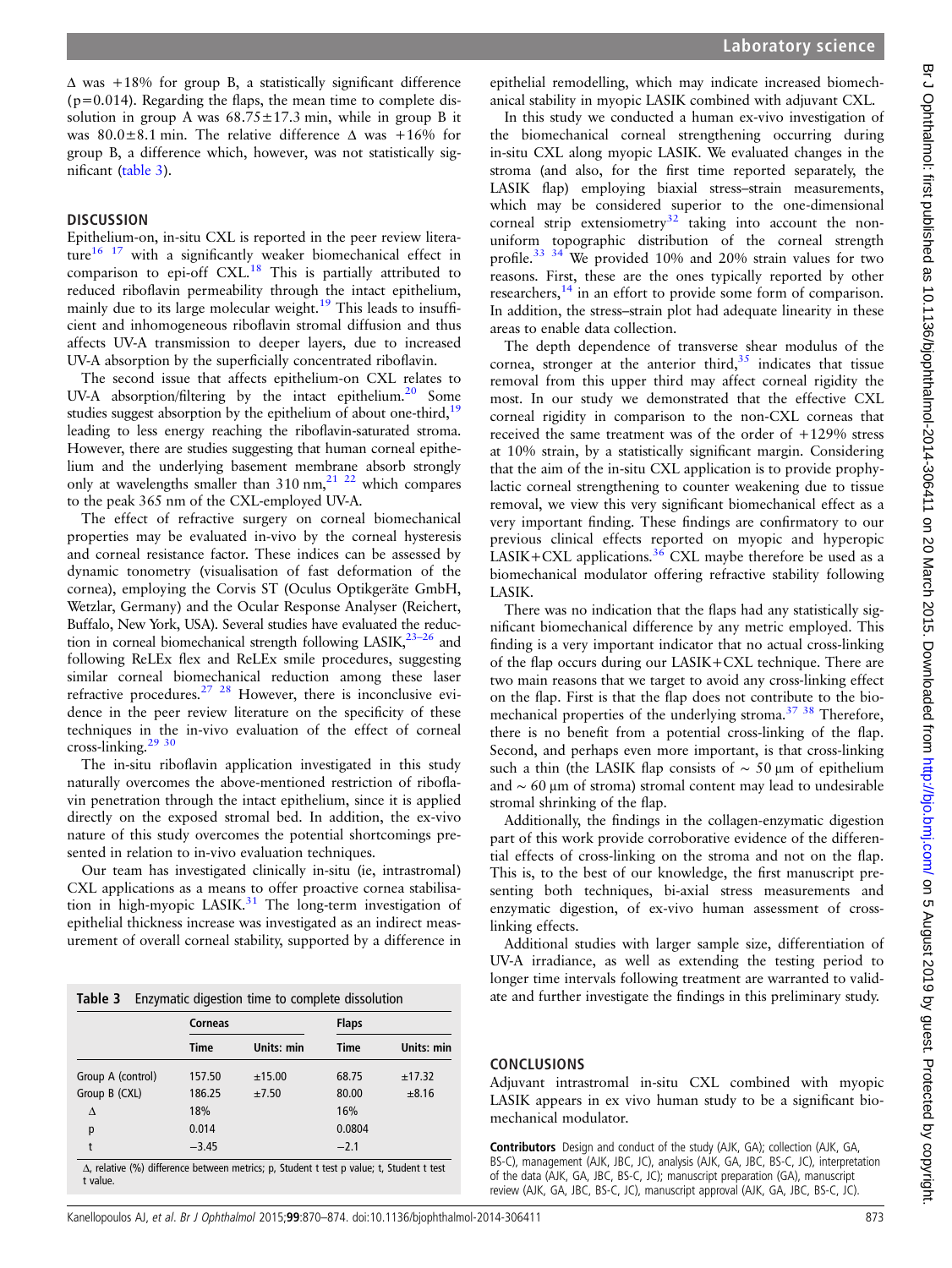Δ was +18% for group B, a statistically significant difference ($p=0.014$). Regarding the flaps, the mean time to complete dissolution in group A was 68.75±17.3 min, while in group B it was 80.0±8.1 min. The relative difference Δ was +16% for group B, a difference which, however, was not statistically significant (table 3).

## DISCUSSION

Epithelium-on, in-situ CXL is reported in the peer review literature[16] [17] with a significantly weaker biomechanical effect in comparison to epi-off CXL.[18] This is partially attributed to reduced riboflavin permeability through the intact epithelium, mainly due to its large molecular weight.[19] This leads to insufficient and inhomogeneous riboflavin stromal diffusion and thus affects UV-A transmission to deeper layers, due to increased UV-A absorption by the superficially concentrated riboflavin.

The second issue that affects epithelium-on CXL relates to UV-A absorption/filtering by the intact epithelium.[20] Some studies suggest absorption by the epithelium of about one-third,[19] leading to less energy reaching the riboflavin-saturated stroma. However, there are studies suggesting that human corneal epithelium and the underlying basement membrane absorb strongly only at wavelengths smaller than 310 nm,[21] [22] which compares to the peak 365 nm of the CXL-employed UV-A.

The effect of refractive surgery on corneal biomechanical properties may be evaluated in-vivo by the corneal hysteresis and corneal resistance factor. These indices can be assessed by dynamic tonometry (visualisation of fast deformation of the cornea), employing the Corvis ST (Oculus Optikgeräte GmbH, Wetzlar, Germany) and the Ocular Response Analyser (Reichert, Buffalo, New York, USA). Several studies have evaluated the reduction in corneal biomechanical strength following LASIK,[23–26] and following ReLEx flex and ReLEx smile procedures, suggesting similar corneal biomechanical reduction among these laser refractive procedures.[27] [28] However, there is inconclusive evidence in the peer review literature on the specificity of these techniques in the in-vivo evaluation of the effect of corneal cross-linking.[29] [30]

The in-situ riboflavin application investigated in this study naturally overcomes the above-mentioned restriction of riboflavin penetration through the intact epithelium, since it is applied directly on the exposed stromal bed. In addition, the ex-vivo nature of this study overcomes the potential shortcomings presented in relation to in-vivo evaluation techniques.

Our team has investigated clinically in-situ (ie, intrastromal) CXL applications as a means to offer proactive cornea stabilisation in high-myopic LASIK.[31] The long-term investigation of epithelial thickness increase was investigated as an indirect measurement of overall corneal stability, supported by a difference in epithelial remodelling, which may indicate increased biomechanical stability in myopic LASIK combined with adjuvant CXL.

In this study we conducted a human ex-vivo investigation of the biomechanical corneal strengthening occurring during in-situ CXL along myopic LASIK. We evaluated changes in the stroma (and also, for the first time reported separately, the LASIK flap) employing biaxial stress–strain measurements, which may be considered superior to the one-dimensional corneal strip extensiometry[32] taking into account the non-uniform topographic distribution of the corneal strength profile.[33] [34] We provided 10% and 20% strain values for two reasons. First, these are the ones typically reported by other researchers,[14] in an effort to provide some form of comparison. In addition, the stress–strain plot had adequate linearity in these areas to enable data collection.

The depth dependence of transverse shear modulus of the cornea, stronger at the anterior third,[35] indicates that tissue removal from this upper third may affect corneal rigidity the most. In our study we demonstrated that the effective CXL corneal rigidity in comparison to the non-CXL corneas that received the same treatment was of the order of +129% stress at 10% strain, by a statistically significant margin. Considering that the aim of the in-situ CXL application is to provide prophylactic corneal strengthening to counter weakening due to tissue removal, we view this very significant biomechanical effect as a very important finding. These findings are confirmatory to our previous clinical effects reported on myopic and hyperopic LASIK+CXL applications.[36] CXL maybe therefore be used as a biomechanical modulator offering refractive stability following LASIK.

There was no indication that the flaps had any statistically significant biomechanical difference by any metric employed. This finding is a very important indicator that no actual cross-linking of the flap occurs during our LASIK+CXL technique. There are two main reasons that we target to avoid any cross-linking effect on the flap. First is that the flap does not contribute to the biomechanical properties of the underlying stroma.[37] [38] Therefore, there is no benefit from a potential cross-linking of the flap. Second, and perhaps even more important, is that cross-linking such a thin (the LASIK flap consists of ∼ 50 μm of epithelium and ∼ 60 μm of stroma) stromal content may lead to undesirable stromal shrinking of the flap.

Additionally, the findings in the collagen-enzymatic digestion part of this work provide corroborative evidence of the differential effects of cross-linking on the stroma and not on the flap. This is, to the best of our knowledge, the first manuscript presenting both techniques, bi-axial stress measurements and enzymatic digestion, of ex-vivo human assessment of cross-linking effects.

Additional studies with larger sample size, differentiation of UV-A irradiance, as well as extending the testing period to longer time intervals following treatment are warranted to validate and further investigate the findings in this preliminary study.

**Table 3** Enzymatic digestion time to complete dissolution

| | Corneas | | Flaps | |
|---|---|---|---|---|
| | Time | Units: min | Time | Units: min |
| Group A (control) | 157.50 | ±15.00 | 68.75 | ±17.32 |
| Group B (CXL) | 186.25 | ±7.50 | 80.00 | ±8.16 |
| Δ | 18% | | 16% | |
| p | 0.014 | | 0.0804 | |
| t | −3.45 | | −2.1 | |

Δ, relative (%) difference between metrics; p, Student t test p value; t, Student t test t value.

## CONCLUSIONS

Adjuvant intrastromal in-situ CXL combined with myopic LASIK appears in ex vivo human study to be a significant biomechanical modulator.

**Contributors** Design and conduct of the study (AJK, GA); collection (AJK, GA, BS-C), management (AJK, JBC, JC), analysis (AJK, GA, JBC, BS-C, JC), interpretation of the data (AJK, GA, JBC, BS-C, JC); manuscript preparation (GA), manuscript review (AJK, GA, JBC, BS-C, JC), manuscript approval (AJK, GA, JBC, BS-C, JC).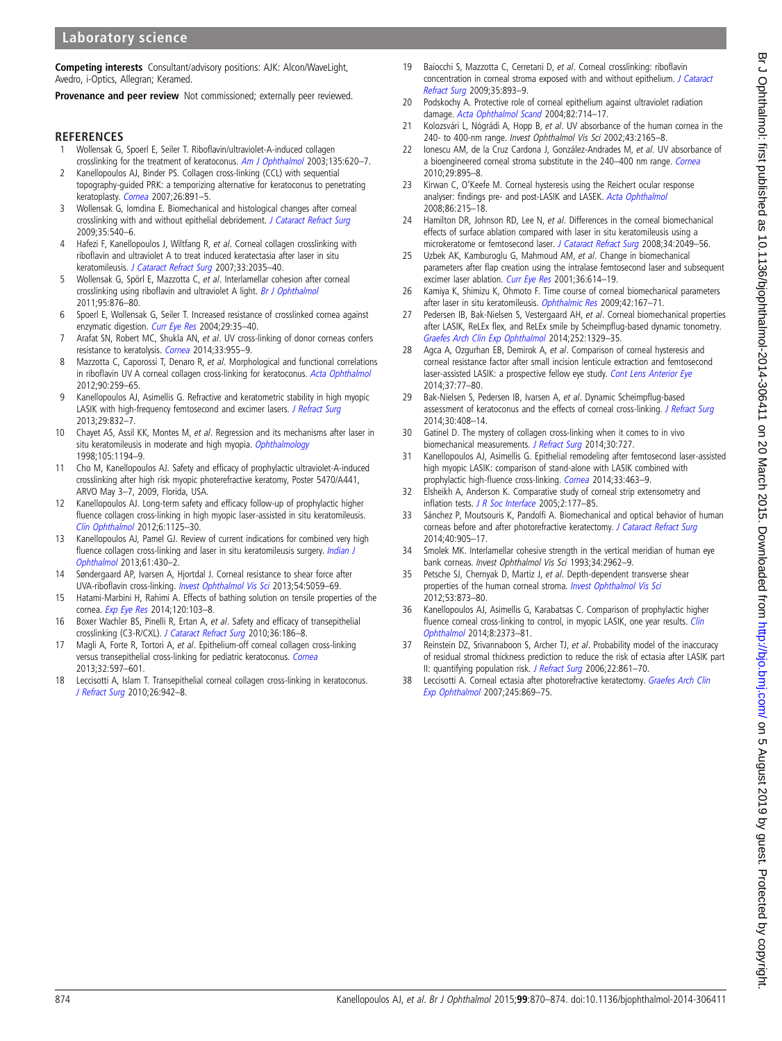**Competing interests** Consultant/advisory positions: AJK: Alcon/WaveLight, Avedro, i-Optics, Allegran; Keramed.

**Provenance and peer review** Not commissioned; externally peer reviewed.

## REFERENCES

1. Wollensak G, Spoerl E, Seiler T. Riboflavin/ultraviolet-A-induced collagen crosslinking for the treatment of keratoconus. *Am J Ophthalmol* 2003;135:620–7.
2. Kanellopoulos AJ, Binder PS. Collagen cross-linking (CCL) with sequential topography-guided PRK: a temporizing alternative for keratoconus to penetrating keratoplasty. *Cornea* 2007;26:891–5.
3. Wollensak G, Iomdina E. Biomechanical and histological changes after corneal crosslinking with and without epithelial debridement. *J Cataract Refract Surg* 2009;35:540–6.
4. Hafezi F, Kanellopoulos J, Wiltfang R, et al. Corneal collagen crosslinking with riboflavin and ultraviolet A to treat induced keratectasia after laser in situ keratomileusis. *J Cataract Refract Surg* 2007;33:2035–40.
5. Wollensak G, Spörl E, Mazzotta C, et al. Interlamellar cohesion after corneal crosslinking using riboflavin and ultraviolet A light. *Br J Ophthalmol* 2011;95:876–80.
6. Spoerl E, Wollensak G, Seiler T. Increased resistance of crosslinked cornea against enzymatic digestion. *Curr Eye Res* 2004;29:35–40.
7. Arafat SN, Robert MC, Shukla AN, et al. UV cross-linking of donor corneas confers resistance to keratolysis. *Cornea* 2014;33:955–9.
8. Mazzotta C, Caporossi T, Denaro R, et al. Morphological and functional correlations in riboflavin UV A corneal collagen cross-linking for keratoconus. *Acta Ophthalmol* 2012;90:259–65.
9. Kanellopoulos AJ, Asimellis G. Refractive and keratometric stability in high myopic LASIK with high-frequency femtosecond and excimer lasers. *J Refract Surg* 2013;29:832–7.
10. Chayet AS, Assil KK, Montes M, et al. Regression and its mechanisms after laser in situ keratomileusis in moderate and high myopia. *Ophthalmology* 1998;105:1194–9.
11. Cho M, Kanellopoulos AJ. Safety and efficacy of prophylactic ultraviolet-A-induced crosslinking after high risk myopic photerefractive keratomy, Poster 5470/A441, ARVO May 3–7, 2009, Florida, USA.
12. Kanellopoulos AJ. Long-term safety and efficacy follow-up of prophylactic higher fluence collagen cross-linking in high myopic laser-assisted in situ keratomileusis. *Clin Ophthalmol* 2012;6:1125–30.
13. Kanellopoulos AJ, Pamel GJ. Review of current indications for combined very high fluence collagen cross-linking and laser in situ keratomileusis surgery. *Indian J Ophthalmol* 2013;61:430–2.
14. Søndergaard AP, Ivarsen A, Hjortdal J. Corneal resistance to shear force after UVA-riboflavin cross-linking. *Invest Ophthalmol Vis Sci* 2013;54:5059–69.
15. Hatami-Marbini H, Rahimi A. Effects of bathing solution on tensile properties of the cornea. *Exp Eye Res* 2014;120:103–8.
16. Boxer Wachler BS, Pinelli R, Ertan A, et al. Safety and efficacy of transepithelial crosslinking (C3-R/CXL). *J Cataract Refract Surg* 2010;36:186–8.
17. Magli A, Forte R, Tortori A, et al. Epithelium-off corneal collagen cross-linking versus transepithelial cross-linking for pediatric keratoconus. *Cornea* 2013;32:597–601.
18. Leccisotti A, Islam T. Transepithelial corneal collagen cross-linking in keratoconus. *J Refract Surg* 2010;26:942–8.
19. Baiocchi S, Mazzotta C, Cerretani D, et al. Corneal crosslinking: riboflavin concentration in corneal stroma exposed with and without epithelium. *J Cataract Refract Surg* 2009;35:893–9.
20. Podskochy A. Protective role of corneal epithelium against ultraviolet radiation damage. *Acta Ophthalmol Scand* 2004;82:714–17.
21. Kolozsvári L, Nógrádi A, Hopp B, et al. UV absorbance of the human cornea in the 240- to 400-nm range. *Invest Ophthalmol Vis Sci* 2002;43:2165–8.
22. Ionescu AM, de la Cruz Cardona J, González-Andrades M, et al. UV absorbance of a bioengineered corneal stroma substitute in the 240–400 nm range. *Cornea* 2010;29:895–8.
23. Kirwan C, O'Keefe M. Corneal hysteresis using the Reichert ocular response analyser: findings pre- and post-LASIK and LASEK. *Acta Ophthalmol* 2008;86:215–18.
24. Hamilton DR, Johnson RD, Lee N, et al. Differences in the corneal biomechanical effects of surface ablation compared with laser in situ keratomileusis using a microkeratome or femtosecond laser. *J Cataract Refract Surg* 2008;34:2049–56.
25. Uzbek AK, Kamburoglu G, Mahmoud AM, et al. Change in biomechanical parameters after flap creation using the intralase femtosecond laser and subsequent excimer laser ablation. *Curr Eye Res* 2001;36:614–19.
26. Kamiya K, Shimizu K, Ohmoto F. Time course of corneal biomechanical parameters after laser in situ keratomileusis. *Ophthalmic Res* 2009;42:167–71.
27. Pedersen IB, Bak-Nielsen S, Vestergaard AH, et al. Corneal biomechanical properties after LASIK, ReLEx flex, and ReLEx smile by Scheimpflug-based dynamic tonometry. *Graefes Arch Clin Exp Ophthalmol* 2014;252:1329–35.
28. Agca A, Ozgurhan EB, Demirok A, et al. Comparison of corneal hysteresis and corneal resistance factor after small incision lenticule extraction and femtosecond laser-assisted LASIK: a prospective fellow eye study. *Cont Lens Anterior Eye* 2014;37:77–80.
29. Bak-Nielsen S, Pedersen IB, Ivarsen A, et al. Dynamic Scheimpflug-based assessment of keratoconus and the effects of corneal cross-linking. *J Refract Surg* 2014;30:408–14.
30. Gatinel D. The mystery of collagen cross-linking when it comes to in vivo biomechanical measurements. *J Refract Surg* 2014;30:727.
31. Kanellopoulos AJ, Asimellis G. Epithelial remodeling after femtosecond laser-assisted high myopic LASIK: comparison of stand-alone with LASIK combined with prophylactic high-fluence cross-linking. *Cornea* 2014;33:463–9.
32. Elsheikh A, Anderson K. Comparative study of corneal strip extensometry and inflation tests. *J R Soc Interface* 2005;2:177–85.
33. Sánchez P, Moutsouris K, Pandolfi A. Biomechanical and optical behavior of human corneas before and after photorefractive keratectomy. *J Cataract Refract Surg* 2014;40:905–17.
34. Smolek MK. Interlamellar cohesive strength in the vertical meridian of human eye bank corneas. *Invest Ophthalmol Vis Sci* 1993;34:2962–9.
35. Petsche SJ, Chernyak D, Martiz J, et al. Depth-dependent transverse shear properties of the human corneal stroma. *Invest Ophthalmol Vis Sci* 2012;53:873–80.
36. Kanellopoulos AJ, Asimellis G, Karabatsas C. Comparison of prophylactic higher fluence corneal cross-linking to control, in myopic LASIK, one year results. *Clin Ophthalmol* 2014;8:2373–81.
37. Reinstein DZ, Srivannaboon S, Archer TJ, et al. Probability model of the inaccuracy of residual stromal thickness prediction to reduce the risk of ectasia after LASIK part II: quantifying population risk. *J Refract Surg* 2006;22:861–70.
38. Leccisotti A. Corneal ectasia after photorefractive keratectomy. *Graefes Arch Clin Exp Ophthalmol* 2007;245:869–75.